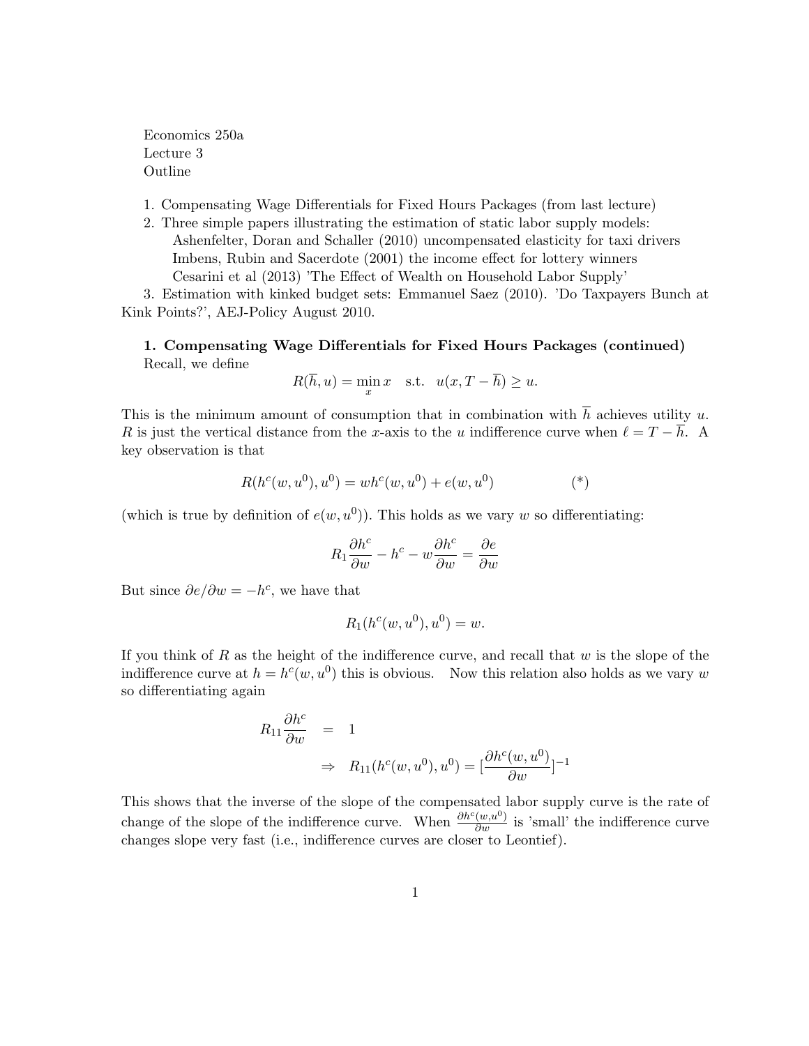Economics 250a
Lecture 3
Outline

1. Compensating Wage Differentials for Fixed Hours Packages (from last lecture)
2. Three simple papers illustrating the estimation of static labor supply models:
   Ashenfelter, Doran and Schaller (2010) uncompensated elasticity for taxi drivers
   Imbens, Rubin and Sacerdote (2001) the income effect for lottery winners
   Cesarini et al (2013) 'The Effect of Wealth on Household Labor Supply'
3. Estimation with kinked budget sets: Emmanuel Saez (2010). 'Do Taxpayers Bunch at Kink Points?', AEJ-Policy August 2010.

**1. Compensating Wage Differentials for Fixed Hours Packages (continued)**

Recall, we define

$$R(\overline{h}, u) = \min_x x \quad \text{s.t.} \quad u(x, T - \overline{h}) \geq u.$$

This is the minimum amount of consumption that in combination with $\overline{h}$ achieves utility $u$. $R$ is just the vertical distance from the $x$-axis to the $u$ indifference curve when $\ell = T - \overline{h}$. A key observation is that

$$R(h^c(w, u^0), u^0) = wh^c(w, u^0) + e(w, u^0) \qquad (*)$$

(which is true by definition of $e(w, u^0)$). This holds as we vary $w$ so differentiating:

$$R_1 \frac{\partial h^c}{\partial w} - h^c - w\frac{\partial h^c}{\partial w} = \frac{\partial e}{\partial w}$$

But since $\partial e / \partial w = -h^c$, we have that

$$R_1(h^c(w, u^0), u^0) = w.$$

If you think of $R$ as the height of the indifference curve, and recall that $w$ is the slope of the indifference curve at $h = h^c(w, u^0)$ this is obvious. Now this relation also holds as we vary $w$ so differentiating again

$$\begin{aligned} R_{11} \frac{\partial h^c}{\partial w} &= 1 \\ &\Rightarrow \quad R_{11}(h^c(w, u^0), u^0) = [\frac{\partial h^c(w, u^0)}{\partial w}]^{-1} \end{aligned}$$

This shows that the inverse of the slope of the compensated labor supply curve is the rate of change of the slope of the indifference curve. When $\frac{\partial h^c(w,u^0)}{\partial w}$ is 'small' the indifference curve changes slope very fast (i.e., indifference curves are closer to Leontief).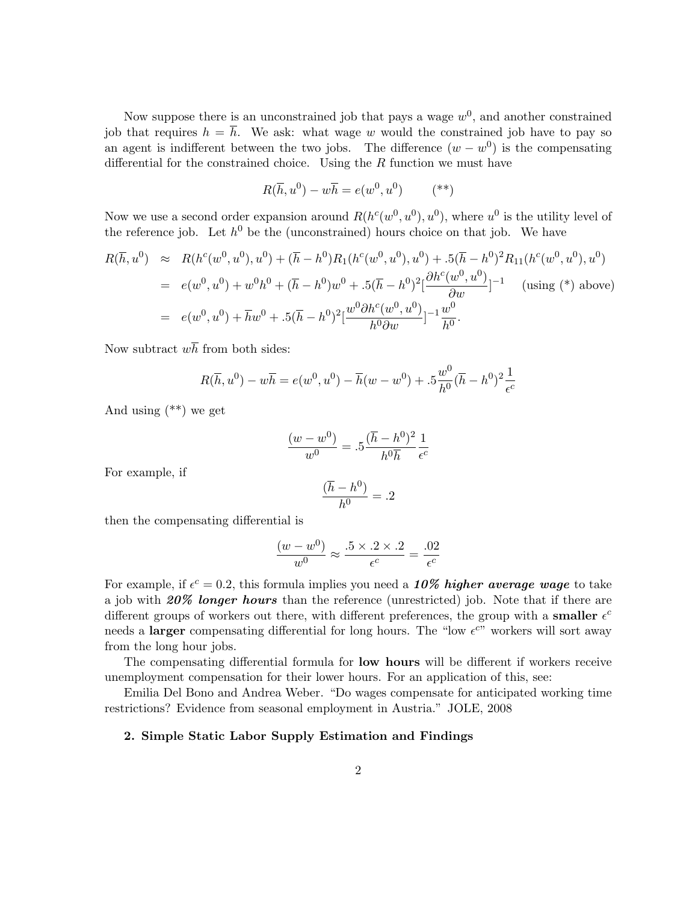Now suppose there is an unconstrained job that pays a wage $w^0$, and another constrained job that requires $h = \overline{h}$. We ask: what wage $w$ would the constrained job have to pay so an agent is indifferent between the two jobs. The difference $(w - w^0)$ is the compensating differential for the constrained choice. Using the $R$ function we must have

$$R(\overline{h}, u^0) - w\overline{h} = e(w^0, u^0) \qquad (^{**})$$

Now we use a second order expansion around $R(h^c(w^0, u^0), u^0)$, where $u^0$ is the utility level of the reference job. Let $h^0$ be the (unconstrained) hours choice on that job. We have

$$\begin{aligned}
R(\overline{h}, u^0) &\approx R(h^c(w^0, u^0), u^0) + (\overline{h} - h^0)R_1(h^c(w^0, u^0), u^0) + .5(\overline{h} - h^0)^2 R_{11}(h^c(w^0, u^0), u^0) \\
&= e(w^0, u^0) + w^0 h^0 + (\overline{h} - h^0)w^0 + .5(\overline{h} - h^0)^2 [\frac{\partial h^c(w^0, u^0)}{\partial w}]^{-1} \quad \text{(using (*) above)} \\
&= e(w^0, u^0) + \overline{h}w^0 + .5(\overline{h} - h^0)^2 [\frac{w^0 \partial h^c(w^0, u^0)}{h^0 \partial w}]^{-1} \frac{w^0}{h^0}.
\end{aligned}$$

Now subtract $w\overline{h}$ from both sides:

$$R(\overline{h}, u^0) - w\overline{h} = e(w^0, u^0) - \overline{h}(w - w^0) + .5\frac{w^0}{h^0}(\overline{h} - h^0)^2 \frac{1}{\epsilon^c}$$

And using (**) we get

$$\frac{(w - w^0)}{w^0} = .5\frac{(\overline{h} - h^0)^2}{h^0 \overline{h}} \frac{1}{\epsilon^c}$$

For example, if

$$\frac{(\overline{h} - h^0)}{h^0} = .2$$

then the compensating differential is

$$\frac{(w - w^0)}{w^0} \approx \frac{.5 \times .2 \times .2}{\epsilon^c} = \frac{.02}{\epsilon^c}$$

For example, if $\epsilon^c = 0.2$, this formula implies you need a ***10% higher average wage*** to take a job with ***20% longer hours*** than the reference (unrestricted) job. Note that if there are different groups of workers out there, with different preferences, the group with a **smaller** $\epsilon^c$ needs a **larger** compensating differential for long hours. The "low $\epsilon^c$" workers will sort away from the long hour jobs.

The compensating differential formula for **low hours** will be different if workers receive unemployment compensation for their lower hours. For an application of this, see:

Emilia Del Bono and Andrea Weber. "Do wages compensate for anticipated working time restrictions? Evidence from seasonal employment in Austria." JOLE, 2008

**2. Simple Static Labor Supply Estimation and Findings**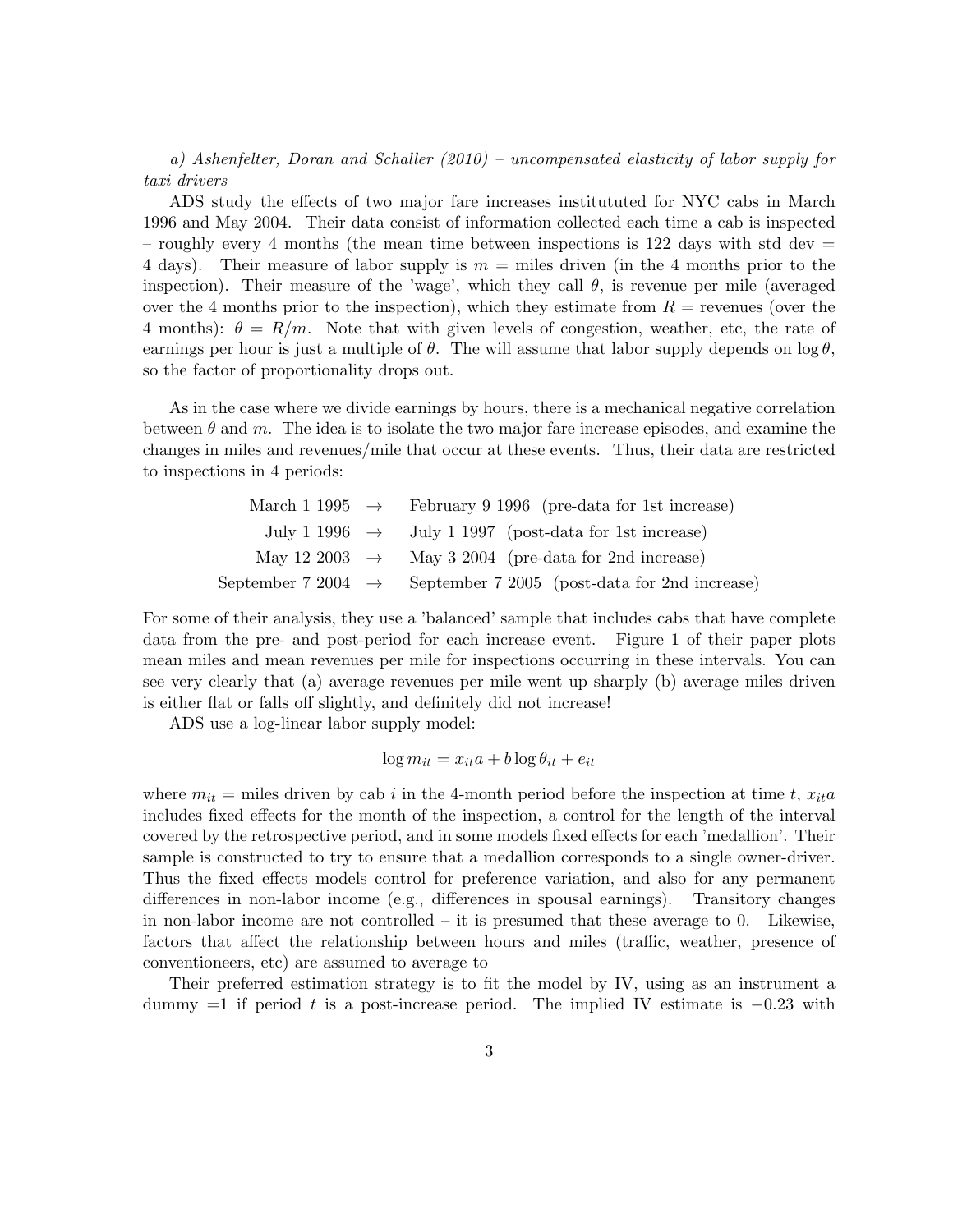*a) Ashenfelter, Doran and Schaller (2010) – uncompensated elasticity of labor supply for taxi drivers*

ADS study the effects of two major fare increases institututed for NYC cabs in March 1996 and May 2004. Their data consist of information collected each time a cab is inspected – roughly every 4 months (the mean time between inspections is 122 days with std dev = 4 days). Their measure of labor supply is $m$ = miles driven (in the 4 months prior to the inspection). Their measure of the 'wage', which they call $\theta$, is revenue per mile (averaged over the 4 months prior to the inspection), which they estimate from $R$ = revenues (over the 4 months): $\theta = R/m$. Note that with given levels of congestion, weather, etc, the rate of earnings per hour is just a multiple of $\theta$. The will assume that labor supply depends on $\log \theta$, so the factor of proportionality drops out.

As in the case where we divide earnings by hours, there is a mechanical negative correlation between $\theta$ and $m$. The idea is to isolate the two major fare increase episodes, and examine the changes in miles and revenues/mile that occur at these events. Thus, their data are restricted to inspections in 4 periods:

| | | |
|---|---|---|
| March 1 1995 | $\rightarrow$ | February 9 1996 (pre-data for 1st increase) |
| July 1 1996 | $\rightarrow$ | July 1 1997 (post-data for 1st increase) |
| May 12 2003 | $\rightarrow$ | May 3 2004 (pre-data for 2nd increase) |
| September 7 2004 | $\rightarrow$ | September 7 2005 (post-data for 2nd increase) |

For some of their analysis, they use a 'balanced' sample that includes cabs that have complete data from the pre- and post-period for each increase event. Figure 1 of their paper plots mean miles and mean revenues per mile for inspections occurring in these intervals. You can see very clearly that (a) average revenues per mile went up sharply (b) average miles driven is either flat or falls off slightly, and definitely did not increase!

ADS use a log-linear labor supply model:

$$\log m_{it} = x_{it}a + b \log \theta_{it} + e_{it}$$

where $m_{it}$ = miles driven by cab $i$ in the 4-month period before the inspection at time $t$, $x_{it}a$ includes fixed effects for the month of the inspection, a control for the length of the interval covered by the retrospective period, and in some models fixed effects for each 'medallion'. Their sample is constructed to try to ensure that a medallion corresponds to a single owner-driver. Thus the fixed effects models control for preference variation, and also for any permanent differences in non-labor income (e.g., differences in spousal earnings). Transitory changes in non-labor income are not controlled – it is presumed that these average to 0. Likewise, factors that affect the relationship between hours and miles (traffic, weather, presence of conventioneers, etc) are assumed to average to

Their preferred estimation strategy is to fit the model by IV, using as an instrument a dummy =1 if period $t$ is a post-increase period. The implied IV estimate is $-0.23$ with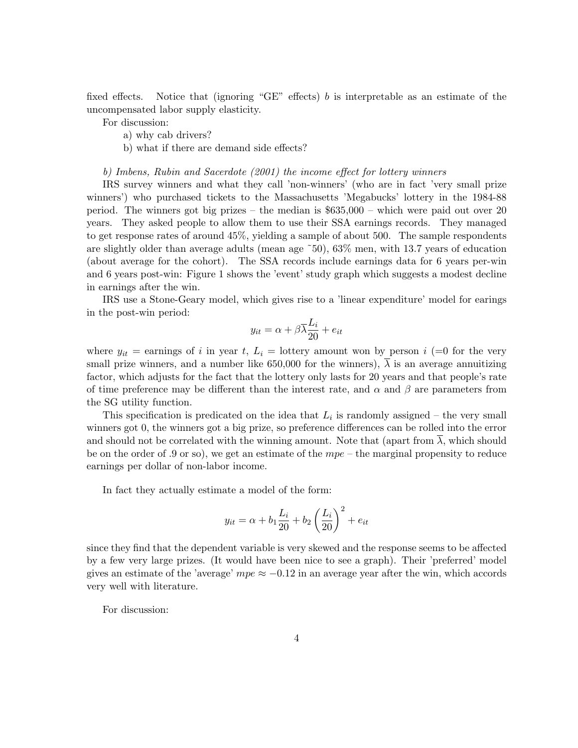fixed effects. Notice that (ignoring "GE" effects) $b$ is interpretable as an estimate of the uncompensated labor supply elasticity.

For discussion:

a) why cab drivers?

b) what if there are demand side effects?

*b) Imbens, Rubin and Sacerdote (2001) the income effect for lottery winners*

IRS survey winners and what they call 'non-winners' (who are in fact 'very small prize winners') who purchased tickets to the Massachusetts 'Megabucks' lottery in the 1984-88 period. The winners got big prizes – the median is \$635,000 – which were paid out over 20 years. They asked people to allow them to use their SSA earnings records. They managed to get response rates of around 45%, yielding a sample of about 500. The sample respondents are slightly older than average adults (mean age ~50), 63% men, with 13.7 years of education (about average for the cohort). The SSA records include earnings data for 6 years per-win and 6 years post-win: Figure 1 shows the 'event' study graph which suggests a modest decline in earnings after the win.

IRS use a Stone-Geary model, which gives rise to a 'linear expenditure' model for earings in the post-win period:

$$y_{it} = \alpha + \beta\overline{\lambda}\frac{L_i}{20} + e_{it}$$

where $y_{it}$ = earnings of $i$ in year $t$, $L_i$ = lottery amount won by person $i$ (=0 for the very small prize winners, and a number like 650,000 for the winners), $\overline{\lambda}$ is an average annuitizing factor, which adjusts for the fact that the lottery only lasts for 20 years and that people's rate of time preference may be different than the interest rate, and $\alpha$ and $\beta$ are parameters from the SG utility function.

This specification is predicated on the idea that $L_i$ is randomly assigned – the very small winners got 0, the winners got a big prize, so preference differences can be rolled into the error and should not be correlated with the winning amount. Note that (apart from $\overline{\lambda}$, which should be on the order of .9 or so), we get an estimate of the $mpe$ – the marginal propensity to reduce earnings per dollar of non-labor income.

In fact they actually estimate a model of the form:

$$y_{it} = \alpha + b_1\frac{L_i}{20} + b_2\left(\frac{L_i}{20}\right)^2 + e_{it}$$

since they find that the dependent variable is very skewed and the response seems to be affected by a few very large prizes. (It would have been nice to see a graph). Their 'preferred' model gives an estimate of the 'average' $mpe \approx -0.12$ in an average year after the win, which accords very well with literature.

For discussion: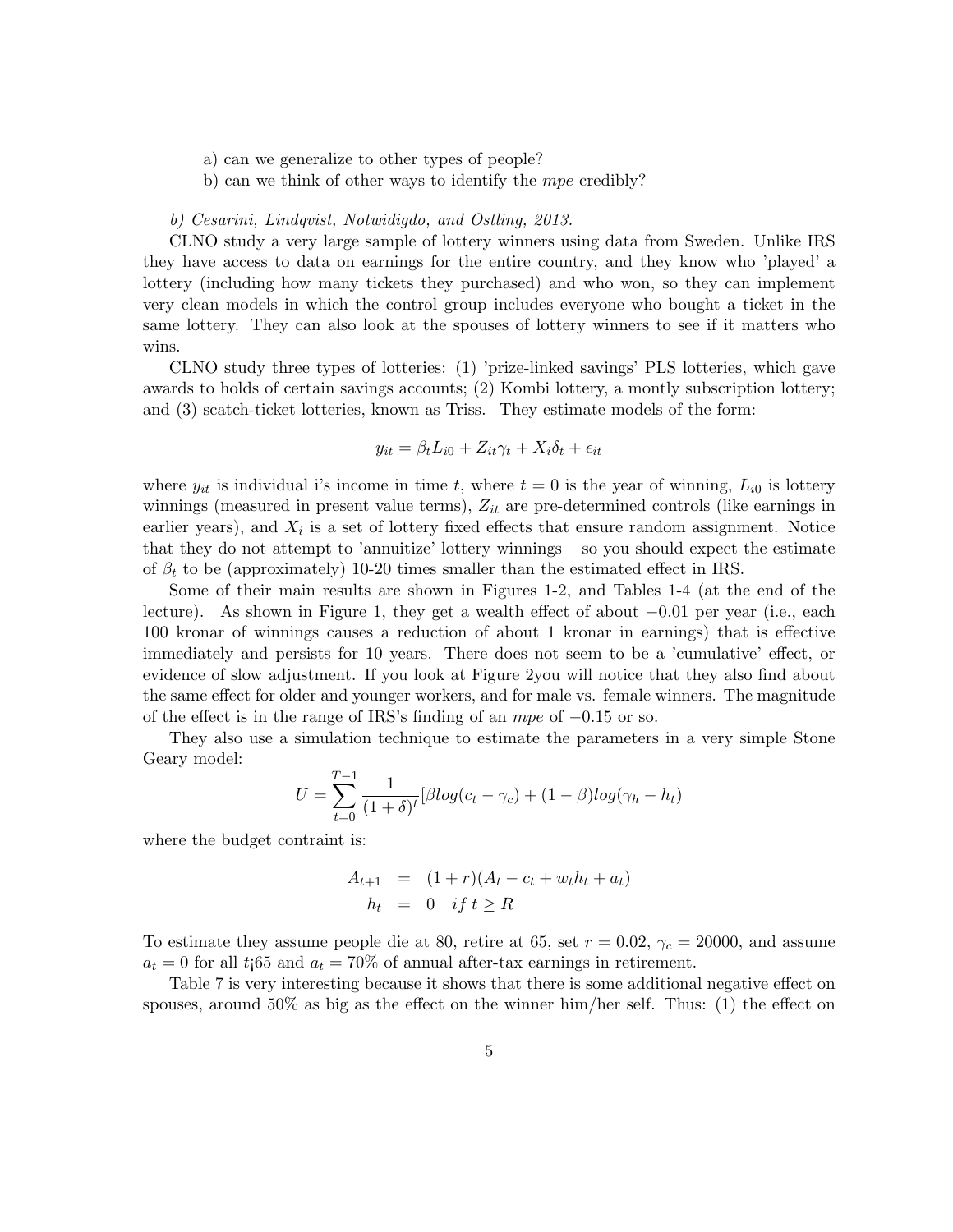a) can we generalize to other types of people?

b) can we think of other ways to identify the *mpe* credibly?

*b) Cesarini, Lindqvist, Notwidigdo, and Ostling, 2013.*

CLNO study a very large sample of lottery winners using data from Sweden. Unlike IRS they have access to data on earnings for the entire country, and they know who 'played' a lottery (including how many tickets they purchased) and who won, so they can implement very clean models in which the control group includes everyone who bought a ticket in the same lottery. They can also look at the spouses of lottery winners to see if it matters who wins.

CLNO study three types of lotteries: (1) 'prize-linked savings' PLS lotteries, which gave awards to holds of certain savings accounts; (2) Kombi lottery, a montly subscription lottery; and (3) scatch-ticket lotteries, known as Triss. They estimate models of the form:

$$y_{it} = \beta_t L_{i0} + Z_{it}\gamma_t + X_i\delta_t + \epsilon_{it}$$

where $y_{it}$ is individual i's income in time $t$, where $t = 0$ is the year of winning, $L_{i0}$ is lottery winnings (measured in present value terms), $Z_{it}$ are pre-determined controls (like earnings in earlier years), and $X_i$ is a set of lottery fixed effects that ensure random assignment. Notice that they do not attempt to 'annuitize' lottery winnings – so you should expect the estimate of $\beta_t$ to be (approximately) 10-20 times smaller than the estimated effect in IRS.

Some of their main results are shown in Figures 1-2, and Tables 1-4 (at the end of the lecture). As shown in Figure 1, they get a wealth effect of about $-0.01$ per year (i.e., each 100 kronar of winnings causes a reduction of about 1 kronar in earnings) that is effective immediately and persists for 10 years. There does not seem to be a 'cumulative' effect, or evidence of slow adjustment. If you look at Figure 2you will notice that they also find about the same effect for older and younger workers, and for male vs. female winners. The magnitude of the effect is in the range of IRS's finding of an *mpe* of $-0.15$ or so.

They also use a simulation technique to estimate the parameters in a very simple Stone Geary model:

$$U = \sum_{t=0}^{T-1} \frac{1}{(1+\delta)^t}[\beta log(c_t - \gamma_c) + (1-\beta) log(\gamma_h - h_t)$$

where the budget contraint is:

$$\begin{aligned} A_{t+1} &= (1+r)(A_t - c_t + w_t h_t + a_t) \\ h_t &= 0 \quad if\, t \geq R \end{aligned}$$

To estimate they assume people die at 80, retire at 65, set $r = 0.02$, $\gamma_c = 20000$, and assume $a_t = 0$ for all $t$¡65 and $a_t = 70\%$ of annual after-tax earnings in retirement.

Table 7 is very interesting because it shows that there is some additional negative effect on spouses, around 50% as big as the effect on the winner him/her self. Thus: (1) the effect on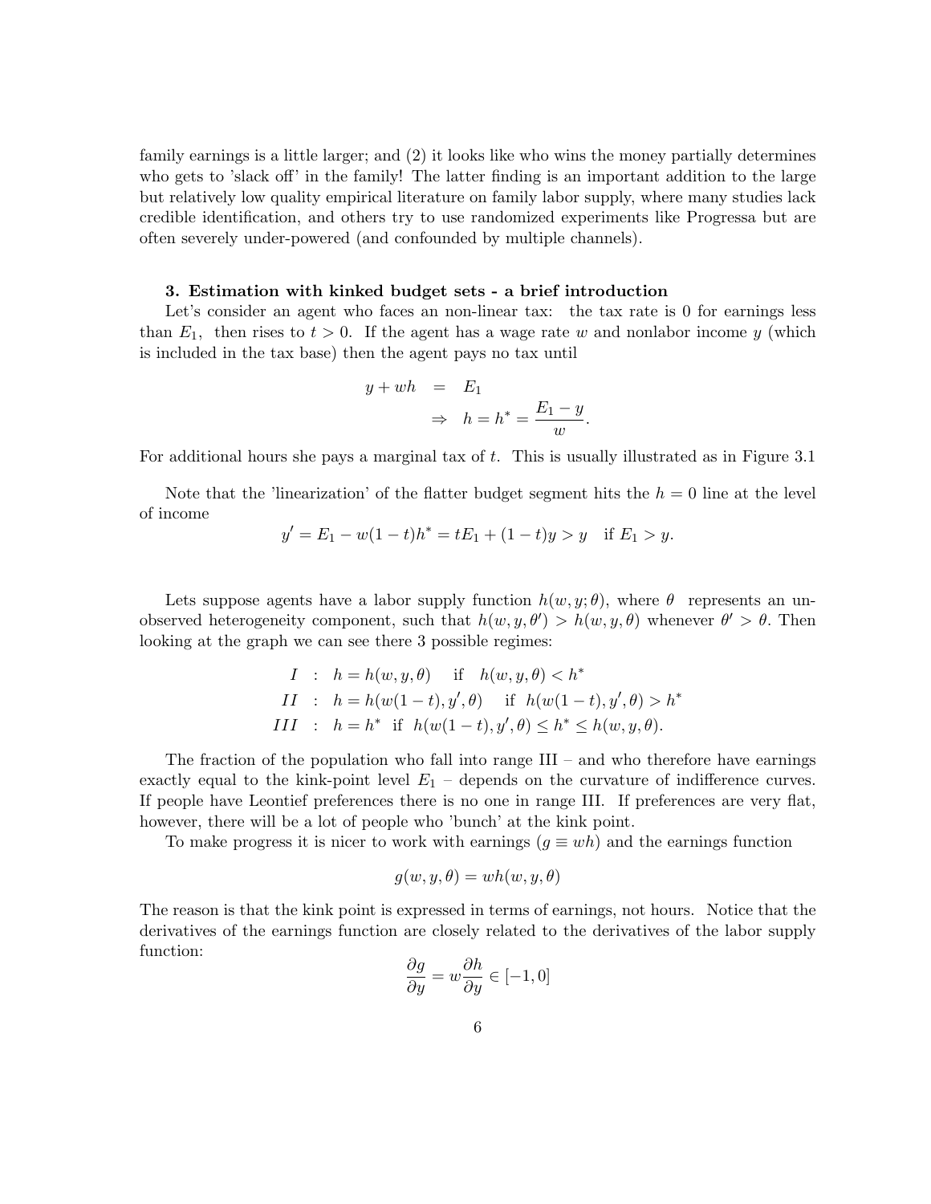family earnings is a little larger; and (2) it looks like who wins the money partially determines who gets to 'slack off' in the family! The latter finding is an important addition to the large but relatively low quality empirical literature on family labor supply, where many studies lack credible identification, and others try to use randomized experiments like Progressa but are often severely under-powered (and confounded by multiple channels).

### 3. Estimation with kinked budget sets - a brief introduction

Let's consider an agent who faces an non-linear tax: the tax rate is 0 for earnings less than $E_1$, then rises to $t > 0$. If the agent has a wage rate $w$ and nonlabor income $y$ (which is included in the tax base) then the agent pays no tax until

$$
\begin{aligned}
y + wh &= E_1 \\
&\Rightarrow \quad h = h^* = \frac{E_1 - y}{w}.
\end{aligned}
$$

For additional hours she pays a marginal tax of $t$. This is usually illustrated as in Figure 3.1

Note that the 'linearization' of the flatter budget segment hits the $h = 0$ line at the level of income

$$
y' = E_1 - w(1-t)h^* = tE_1 + (1-t)y > y \quad \text{if } E_1 > y.
$$

Lets suppose agents have a labor supply function $h(w, y; \theta)$, where $\theta$ represents an unobserved heterogeneity component, such that $h(w, y, \theta') > h(w, y, \theta)$ whenever $\theta' > \theta$. Then looking at the graph we can see there 3 possible regimes:

$$
\begin{aligned}
I &: \quad h = h(w, y, \theta) \quad \text{ if } \quad h(w, y, \theta) < h^* \\
II &: \quad h = h(w(1-t), y', \theta) \quad \text{ if } \quad h(w(1-t), y', \theta) > h^* \\
III &: \quad h = h^* \quad \text{if} \quad h(w(1-t), y', \theta) \le h^* \le h(w, y, \theta).
\end{aligned}
$$

The fraction of the population who fall into range III – and who therefore have earnings exactly equal to the kink-point level $E_1$ – depends on the curvature of indifference curves. If people have Leontief preferences there is no one in range III. If preferences are very flat, however, there will be a lot of people who 'bunch' at the kink point.

To make progress it is nicer to work with earnings ($g \equiv wh$) and the earnings function

$$
g(w, y, \theta) = wh(w, y, \theta)
$$

The reason is that the kink point is expressed in terms of earnings, not hours. Notice that the derivatives of the earnings function are closely related to the derivatives of the labor supply function:

$$
\frac{\partial g}{\partial y} = w \frac{\partial h}{\partial y} \in [-1, 0]
$$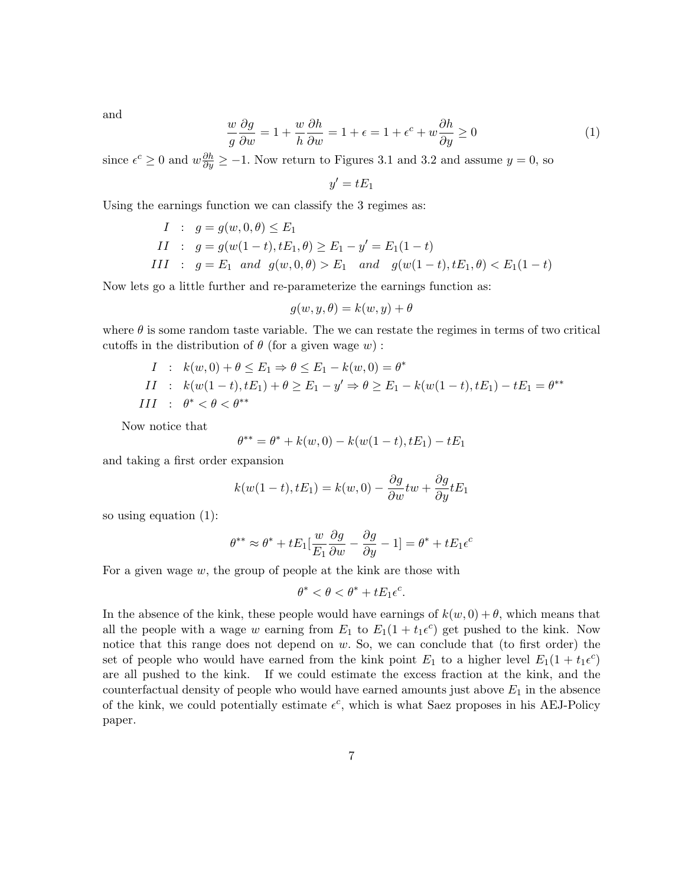and

$$\frac{w}{g}\frac{\partial g}{\partial w} = 1 + \frac{w}{h}\frac{\partial h}{\partial w} = 1 + \epsilon = 1 + \epsilon^c + w\frac{\partial h}{\partial y} \geq 0 \tag{1}$$

since $\epsilon^c \geq 0$ and $w\frac{\partial h}{\partial y} \geq -1$. Now return to Figures 3.1 and 3.2 and assume $y = 0$, so

$$y' = tE_1$$

Using the earnings function we can classify the 3 regimes as:

$$\begin{aligned}
I &: \ g = g(w, 0, \theta) \leq E_1 \\
II &: \ g = g(w(1-t), tE_1, \theta) \geq E_1 - y' = E_1(1-t) \\
III &: \ g = E_1 \ \ and \ \ g(w, 0, \theta) > E_1 \ \ and \ \ g(w(1-t), tE_1, \theta) < E_1(1-t)
\end{aligned}$$

Now lets go a little further and re-parameterize the earnings function as:

$$g(w, y, \theta) = k(w, y) + \theta$$

where $\theta$ is some random taste variable. The we can restate the regimes in terms of two critical cutoffs in the distribution of $\theta$ (for a given wage $w$) :

$$\begin{aligned}
I &: \ k(w, 0) + \theta \leq E_1 \Rightarrow \theta \leq E_1 - k(w, 0) = \theta^* \\
II &: \ k(w(1-t), tE_1) + \theta \geq E_1 - y' \Rightarrow \theta \geq E_1 - k(w(1-t), tE_1) - tE_1 = \theta^{**} \\
III &: \ \theta^* < \theta < \theta^{**}
\end{aligned}$$

Now notice that

$$\theta^{**} = \theta^* + k(w, 0) - k(w(1-t), tE_1) - tE_1$$

and taking a first order expansion

$$k(w(1-t), tE_1) = k(w, 0) - \frac{\partial g}{\partial w}tw + \frac{\partial g}{\partial y}tE_1$$

so using equation (1):

$$\theta^{**} \approx \theta^* + tE_1\left[\frac{w}{E_1}\frac{\partial g}{\partial w} - \frac{\partial g}{\partial y} - 1\right] = \theta^* + tE_1\epsilon^c$$

For a given wage $w$, the group of people at the kink are those with

$$\theta^* < \theta < \theta^* + tE_1\epsilon^c.$$

In the absence of the kink, these people would have earnings of $k(w, 0) + \theta$, which means that all the people with a wage $w$ earning from $E_1$ to $E_1(1 + t_1\epsilon^c)$ get pushed to the kink. Now notice that this range does not depend on $w$. So, we can conclude that (to first order) the set of people who would have earned from the kink point $E_1$ to a higher level $E_1(1 + t_1\epsilon^c)$ are all pushed to the kink. If we could estimate the excess fraction at the kink, and the counterfactual density of people who would have earned amounts just above $E_1$ in the absence of the kink, we could potentially estimate $\epsilon^c$, which is what Saez proposes in his AEJ-Policy paper.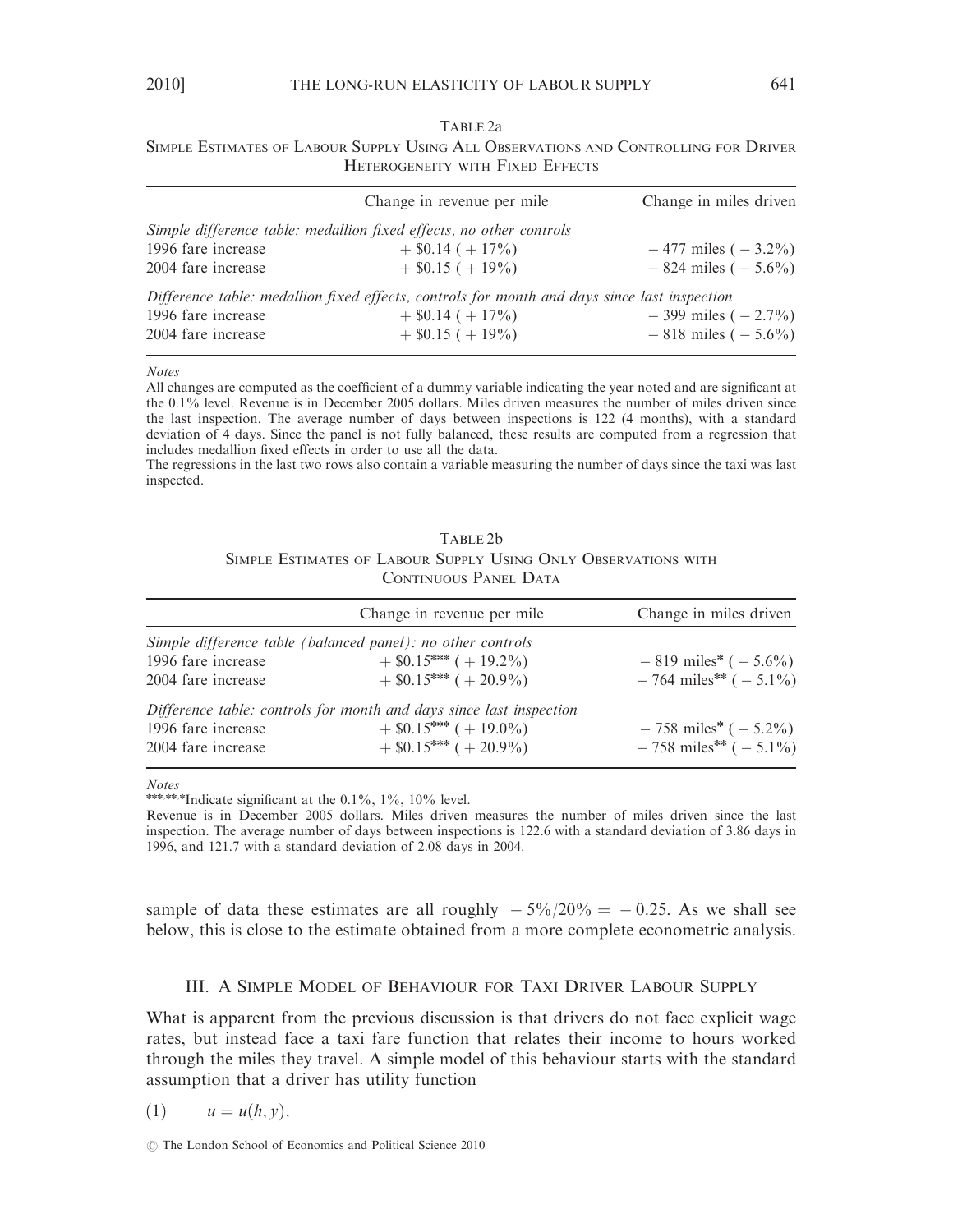Table 2a

Simple Estimates of Labour Supply Using All Observations and Controlling for Driver Heterogeneity with Fixed Effects

| | Change in revenue per mile | Change in miles driven |
|---|---|---|
| *Simple difference table: medallion fixed effects, no other controls* | | |
| 1996 fare increase | + \$0.14 ( + 17%) | − 477 miles ( − 3.2%) |
| 2004 fare increase | + \$0.15 ( + 19%) | − 824 miles ( − 5.6%) |
| *Difference table: medallion fixed effects, controls for month and days since last inspection* | | |
| 1996 fare increase | + \$0.14 ( + 17%) | − 399 miles ( − 2.7%) |
| 2004 fare increase | + \$0.15 ( + 19%) | − 818 miles ( − 5.6%) |

*Notes*

All changes are computed as the coefficient of a dummy variable indicating the year noted and are significant at the 0.1% level. Revenue is in December 2005 dollars. Miles driven measures the number of miles driven since the last inspection. The average number of days between inspections is 122 (4 months), with a standard deviation of 4 days. Since the panel is not fully balanced, these results are computed from a regression that includes medallion fixed effects in order to use all the data.

The regressions in the last two rows also contain a variable measuring the number of days since the taxi was last inspected.

Table 2b

Simple Estimates of Labour Supply Using Only Observations with Continuous Panel Data

| | Change in revenue per mile | Change in miles driven |
|---|---|---|
| *Simple difference table (balanced panel): no other controls* | | |
| 1996 fare increase | + \$0.15*** ( + 19.2%) | − 819 miles* ( − 5.6%) |
| 2004 fare increase | + \$0.15*** ( + 20.9%) | − 764 miles** ( − 5.1%) |
| *Difference table: controls for month and days since last inspection* | | |
| 1996 fare increase | + \$0.15*** ( + 19.0%) | − 758 miles* ( − 5.2%) |
| 2004 fare increase | + \$0.15*** ( + 20.9%) | − 758 miles** ( − 5.1%) |

*Notes*

***,**,*Indicate significant at the 0.1%, 1%, 10% level.

Revenue is in December 2005 dollars. Miles driven measures the number of miles driven since the last inspection. The average number of days between inspections is 122.6 with a standard deviation of 3.86 days in 1996, and 121.7 with a standard deviation of 2.08 days in 2004.

sample of data these estimates are all roughly $-5\%/20\% = -0.25$. As we shall see below, this is close to the estimate obtained from a more complete econometric analysis.

## III. A Simple Model of Behaviour for Taxi Driver Labour Supply

What is apparent from the previous discussion is that drivers do not face explicit wage rates, but instead face a taxi fare function that relates their income to hours worked through the miles they travel. A simple model of this behaviour starts with the standard assumption that a driver has utility function

$$u = u(h, y), \tag{1}$$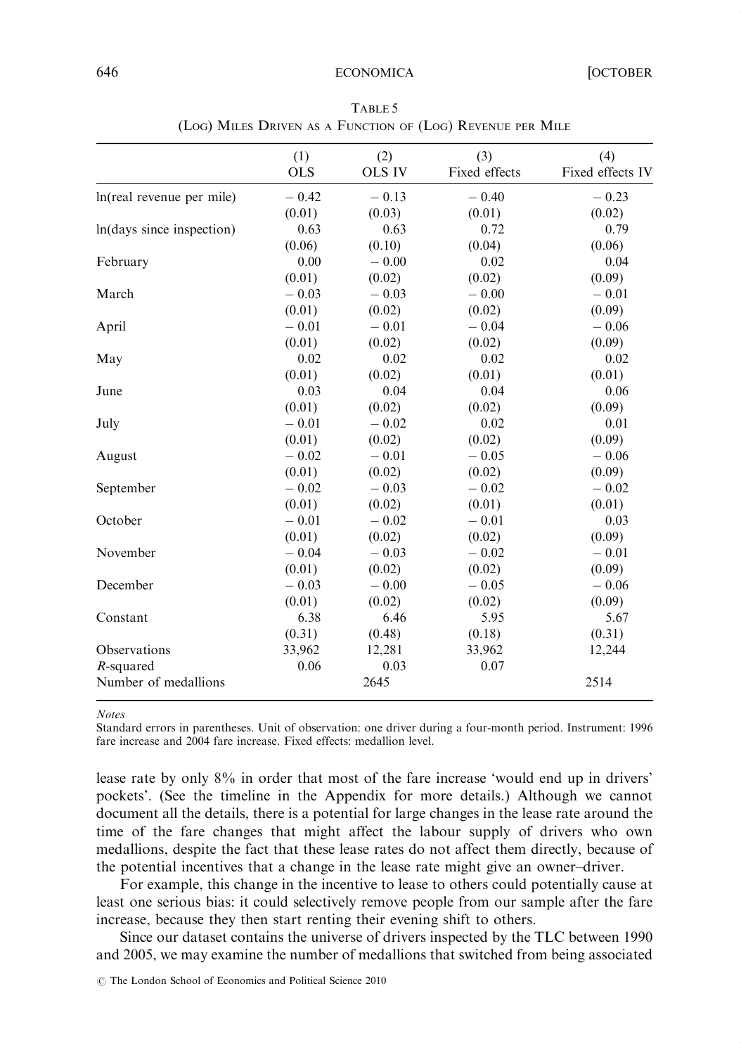Table 5
(Log) Miles Driven as a Function of (Log) Revenue per Mile

| | (1) OLS | (2) OLS IV | (3) Fixed effects | (4) Fixed effects IV |
|---|---|---|---|---|
| ln(real revenue per mile) | −0.42 | −0.13 | −0.40 | −0.23 |
| | (0.01) | (0.03) | (0.01) | (0.02) |
| ln(days since inspection) | 0.63 | 0.63 | 0.72 | 0.79 |
| | (0.06) | (0.10) | (0.04) | (0.06) |
| February | 0.00 | −0.00 | 0.02 | 0.04 |
| | (0.01) | (0.02) | (0.02) | (0.09) |
| March | −0.03 | −0.03 | −0.00 | −0.01 |
| | (0.01) | (0.02) | (0.02) | (0.09) |
| April | −0.01 | −0.01 | −0.04 | −0.06 |
| | (0.01) | (0.02) | (0.02) | (0.09) |
| May | 0.02 | 0.02 | 0.02 | 0.02 |
| | (0.01) | (0.02) | (0.01) | (0.01) |
| June | 0.03 | 0.04 | 0.04 | 0.06 |
| | (0.01) | (0.02) | (0.02) | (0.09) |
| July | −0.01 | −0.02 | 0.02 | 0.01 |
| | (0.01) | (0.02) | (0.02) | (0.09) |
| August | −0.02 | −0.01 | −0.05 | −0.06 |
| | (0.01) | (0.02) | (0.02) | (0.09) |
| September | −0.02 | −0.03 | −0.02 | −0.02 |
| | (0.01) | (0.02) | (0.01) | (0.01) |
| October | −0.01 | −0.02 | −0.01 | 0.03 |
| | (0.01) | (0.02) | (0.02) | (0.09) |
| November | −0.04 | −0.03 | −0.02 | −0.01 |
| | (0.01) | (0.02) | (0.02) | (0.09) |
| December | −0.03 | −0.00 | −0.05 | −0.06 |
| | (0.01) | (0.02) | (0.02) | (0.09) |
| Constant | 6.38 | 6.46 | 5.95 | 5.67 |
| | (0.31) | (0.48) | (0.18) | (0.31) |
| Observations | 33,962 | 12,281 | 33,962 | 12,244 |
| $R$-squared | 0.06 | 0.03 | 0.07 | |
| Number of medallions | | 2645 | | 2514 |

*Notes*
Standard errors in parentheses. Unit of observation: one driver during a four-month period. Instrument: 1996 fare increase and 2004 fare increase. Fixed effects: medallion level.

lease rate by only 8% in order that most of the fare increase 'would end up in drivers' pockets'. (See the timeline in the Appendix for more details.) Although we cannot document all the details, there is a potential for large changes in the lease rate around the time of the fare changes that might affect the labour supply of drivers who own medallions, despite the fact that these lease rates do not affect them directly, because of the potential incentives that a change in the lease rate might give an owner–driver.

For example, this change in the incentive to lease to others could potentially cause at least one serious bias: it could selectively remove people from our sample after the fare increase, because they then start renting their evening shift to others.

Since our dataset contains the universe of drivers inspected by the TLC between 1990 and 2005, we may examine the number of medallions that switched from being associated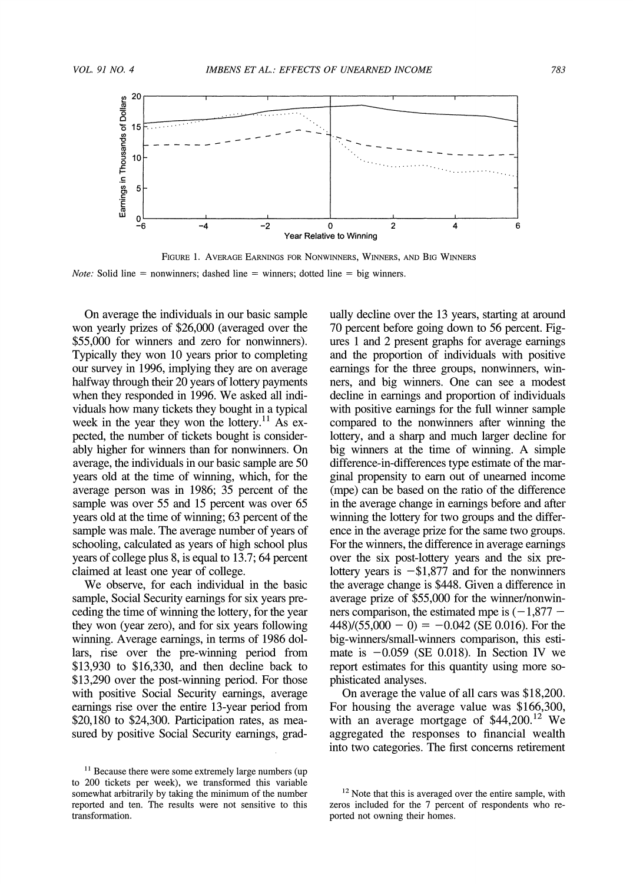FIGURE 1. AVERAGE EARNINGS FOR NONWINNERS, WINNERS, AND BIG WINNERS

*Note:* Solid line = nonwinners; dashed line = winners; dotted line = big winners.

On average the individuals in our basic sample won yearly prizes of $26,000 (averaged over the $55,000 for winners and zero for nonwinners). Typically they won 10 years prior to completing our survey in 1996, implying they are on average halfway through their 20 years of lottery payments when they responded in 1996. We asked all individuals how many tickets they bought in a typical week in the year they won the lottery.[11] As expected, the number of tickets bought is considerably higher for winners than for nonwinners. On average, the individuals in our basic sample are 50 years old at the time of winning, which, for the average person was in 1986; 35 percent of the sample was over 55 and 15 percent was over 65 years old at the time of winning; 63 percent of the sample was male. The average number of years of schooling, calculated as years of high school plus years of college plus 8, is equal to 13.7; 64 percent claimed at least one year of college.

We observe, for each individual in the basic sample, Social Security earnings for six years preceding the time of winning the lottery, for the year they won (year zero), and for six years following winning. Average earnings, in terms of 1986 dollars, rise over the pre-winning period from $13,930 to $16,330, and then decline back to $13,290 over the post-winning period. For those with positive Social Security earnings, average earnings rise over the entire 13-year period from $20,180 to $24,300. Participation rates, as measured by positive Social Security earnings, gradually decline over the 13 years, starting at around 70 percent before going down to 56 percent. Figures 1 and 2 present graphs for average earnings and the proportion of individuals with positive earnings for the three groups, nonwinners, winners, and big winners. One can see a modest decline in earnings and proportion of individuals with positive earnings for the full winner sample compared to the nonwinners after winning the lottery, and a sharp and much larger decline for big winners at the time of winning. A simple difference-in-differences type estimate of the marginal propensity to earn out of unearned income (mpe) can be based on the ratio of the difference in the average change in earnings before and after winning the lottery for two groups and the difference in the average prize for the same two groups. For the winners, the difference in average earnings over the six post-lottery years and the six pre-lottery years is −$1,877 and for the nonwinners the average change is $448. Given a difference in average prize of $55,000 for the winner/nonwinners comparison, the estimated mpe is $(-1{,}877 - 448)/(55{,}000 - 0) = -0.042$ (SE 0.016). For the big-winners/small-winners comparison, this estimate is −0.059 (SE 0.018). In Section IV we report estimates for this quantity using more sophisticated analyses.

On average the value of all cars was $18,200. For housing the average value was $166,300, with an average mortgage of $44,200.[12] We aggregated the responses to financial wealth into two categories. The first concerns retirement

[11] Because there were some extremely large numbers (up to 200 tickets per week), we transformed this variable somewhat arbitrarily by taking the minimum of the number reported and ten. The results were not sensitive to this transformation.

[12] Note that this is averaged over the entire sample, with zeros included for the 7 percent of respondents who reported not owning their homes.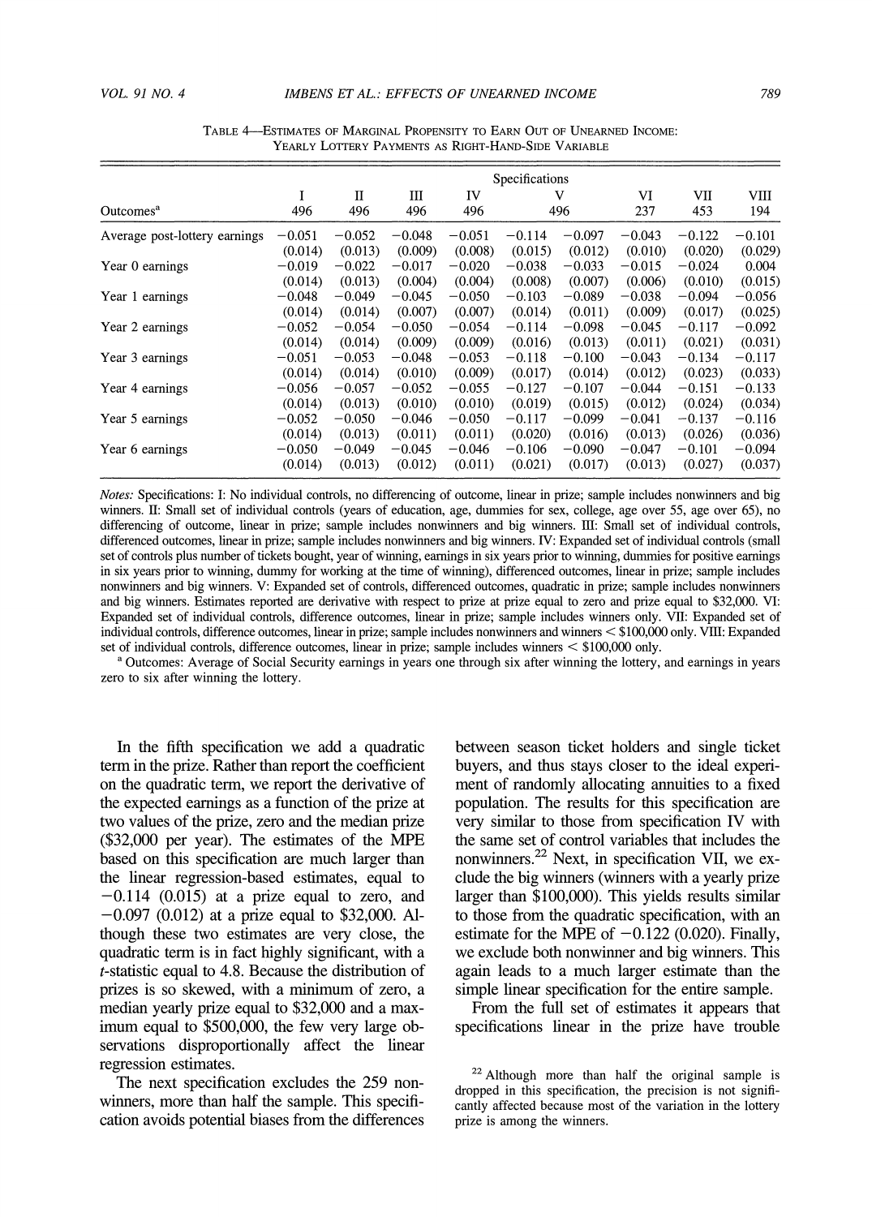TABLE 4—ESTIMATES OF MARGINAL PROPENSITY TO EARN OUT OF UNEARNED INCOME: YEARLY LOTTERY PAYMENTS AS RIGHT-HAND-SIDE VARIABLE

| Outcomes[a] | I | II | III | IV | V | | VI | VII | VIII |
|---|---|---|---|---|---|---|---|---|---|
| | 496 | 496 | 496 | 496 | 496 | | 237 | 453 | 194 |
| Average post-lottery earnings | −0.051 | −0.052 | −0.048 | −0.051 | −0.114 | −0.097 | −0.043 | −0.122 | −0.101 |
| | (0.014) | (0.013) | (0.009) | (0.008) | (0.015) | (0.012) | (0.010) | (0.020) | (0.029) |
| Year 0 earnings | −0.019 | −0.022 | −0.017 | −0.020 | −0.038 | −0.033 | −0.015 | −0.024 | 0.004 |
| | (0.014) | (0.013) | (0.004) | (0.004) | (0.008) | (0.007) | (0.006) | (0.010) | (0.015) |
| Year 1 earnings | −0.048 | −0.049 | −0.045 | −0.050 | −0.103 | −0.089 | −0.038 | −0.094 | −0.056 |
| | (0.014) | (0.014) | (0.007) | (0.007) | (0.014) | (0.011) | (0.009) | (0.017) | (0.025) |
| Year 2 earnings | −0.052 | −0.054 | −0.050 | −0.054 | −0.114 | −0.098 | −0.045 | −0.117 | −0.092 |
| | (0.014) | (0.014) | (0.009) | (0.009) | (0.016) | (0.013) | (0.011) | (0.021) | (0.031) |
| Year 3 earnings | −0.051 | −0.053 | −0.048 | −0.053 | −0.118 | −0.100 | −0.043 | −0.134 | −0.117 |
| | (0.014) | (0.014) | (0.010) | (0.009) | (0.017) | (0.014) | (0.012) | (0.023) | (0.033) |
| Year 4 earnings | −0.056 | −0.057 | −0.052 | −0.055 | −0.127 | −0.107 | −0.044 | −0.151 | −0.133 |
| | (0.014) | (0.013) | (0.010) | (0.010) | (0.019) | (0.015) | (0.012) | (0.024) | (0.034) |
| Year 5 earnings | −0.052 | −0.050 | −0.046 | −0.050 | −0.117 | −0.099 | −0.041 | −0.137 | −0.116 |
| | (0.014) | (0.013) | (0.011) | (0.011) | (0.020) | (0.016) | (0.013) | (0.026) | (0.036) |
| Year 6 earnings | −0.050 | −0.049 | −0.045 | −0.046 | −0.106 | −0.090 | −0.047 | −0.101 | −0.094 |
| | (0.014) | (0.013) | (0.012) | (0.011) | (0.021) | (0.017) | (0.013) | (0.027) | (0.037) |

*Notes:* Specifications: I: No individual controls, no differencing of outcome, linear in prize; sample includes nonwinners and big winners. II: Small set of individual controls (years of education, age, dummies for sex, college, age over 55, age over 65), no differencing of outcome, linear in prize; sample includes nonwinners and big winners. III: Small set of individual controls, differenced outcomes, linear in prize; sample includes nonwinners and big winners. IV: Expanded set of individual controls (small set of controls plus number of tickets bought, year of winning, earnings in six years prior to winning, dummies for positive earnings in six years prior to winning, dummy for working at the time of winning), differenced outcomes, linear in prize; sample includes nonwinners and big winners. V: Expanded set of controls, differenced outcomes, quadratic in prize; sample includes nonwinners and big winners. Estimates reported are derivative with respect to prize at prize equal to zero and prize equal to \$32,000. VI: Expanded set of individual controls, difference outcomes, linear in prize; sample includes winners only. VII: Expanded set of individual controls, difference outcomes, linear in prize; sample includes nonwinners and winners < \$100,000 only. VIII: Expanded set of individual controls, difference outcomes, linear in prize; sample includes winners < \$100,000 only.

[a] Outcomes: Average of Social Security earnings in years one through six after winning the lottery, and earnings in years zero to six after winning the lottery.

In the fifth specification we add a quadratic term in the prize. Rather than report the coefficient on the quadratic term, we report the derivative of the expected earnings as a function of the prize at two values of the prize, zero and the median prize (\$32,000 per year). The estimates of the MPE based on this specification are much larger than the linear regression-based estimates, equal to −0.114 (0.015) at a prize equal to zero, and −0.097 (0.012) at a prize equal to \$32,000. Although these two estimates are very close, the quadratic term is in fact highly significant, with a $t$-statistic equal to 4.8. Because the distribution of prizes is so skewed, with a minimum of zero, a median yearly prize equal to \$32,000 and a maximum equal to \$500,000, the few very large observations disproportionally affect the linear regression estimates.

The next specification excludes the 259 nonwinners, more than half the sample. This specification avoids potential biases from the differences between season ticket holders and single ticket buyers, and thus stays closer to the ideal experiment of randomly allocating annuities to a fixed population. The results for this specification are very similar to those from specification IV with the same set of control variables that includes the nonwinners.[22] Next, in specification VII, we exclude the big winners (winners with a yearly prize larger than \$100,000). This yields results similar to those from the quadratic specification, with an estimate for the MPE of −0.122 (0.020). Finally, we exclude both nonwinner and big winners. This again leads to a much larger estimate than the simple linear specification for the entire sample.

From the full set of estimates it appears that specifications linear in the prize have trouble

[22] Although more than half the original sample is dropped in this specification, the precision is not significantly affected because most of the variation in the lottery prize is among the winners.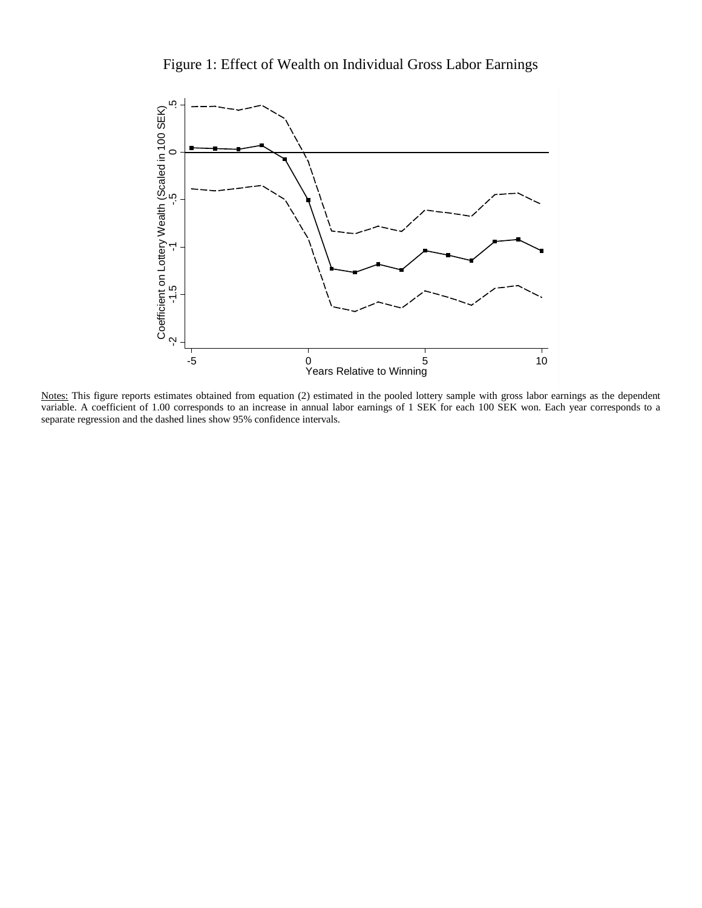Figure 1: Effect of Wealth on Individual Gross Labor Earnings

Notes: This figure reports estimates obtained from equation (2) estimated in the pooled lottery sample with gross labor earnings as the dependent variable. A coefficient of 1.00 corresponds to an increase in annual labor earnings of 1 SEK for each 100 SEK won. Each year corresponds to a separate regression and the dashed lines show 95% confidence intervals.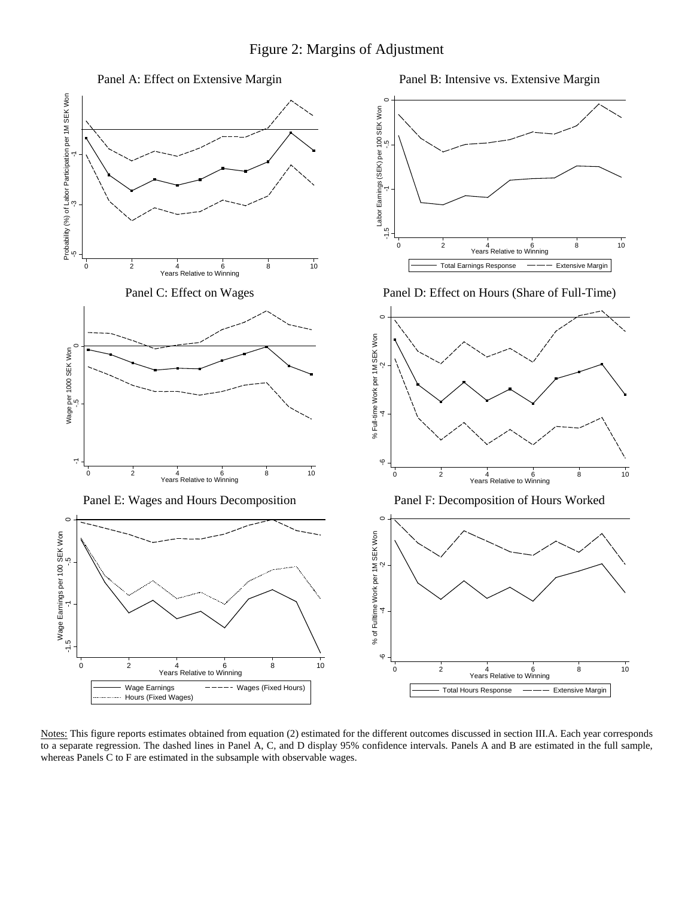# Figure 2: Margins of Adjustment

Panel A: Effect on Extensive Margin

Panel B: Intensive vs. Extensive Margin

Panel C: Effect on Wages

Panel D: Effect on Hours (Share of Full-Time)

Panel E: Wages and Hours Decomposition

Panel F: Decomposition of Hours Worked

Notes: This figure reports estimates obtained from equation (2) estimated for the different outcomes discussed in section III.A. Each year corresponds to a separate regression. The dashed lines in Panel A, C, and D display 95% confidence intervals. Panels A and B are estimated in the full sample, whereas Panels C to F are estimated in the subsample with observable wages.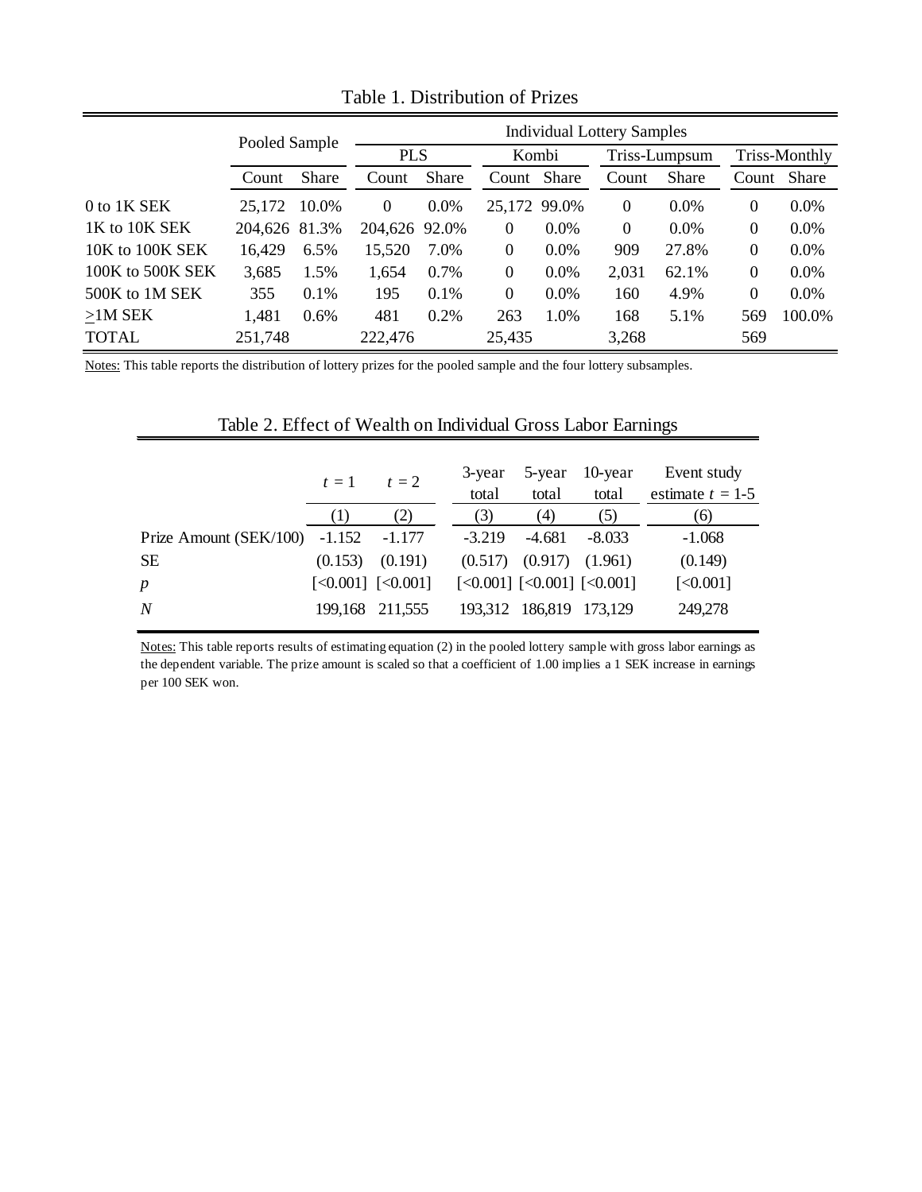Table 1. Distribution of Prizes

| | Pooled Sample | | Individual Lottery Samples | | | | | | | |
|---|---|---|---|---|---|---|---|---|---|---|
| | | | PLS | | Kombi | | Triss-Lumpsum | | Triss-Monthly | |
| | Count | Share | Count | Share | Count | Share | Count | Share | Count | Share |
| 0 to 1K SEK | 25,172 | 10.0% | 0 | 0.0% | 25,172 | 99.0% | 0 | 0.0% | 0 | 0.0% |
| 1K to 10K SEK | 204,626 | 81.3% | 204,626 | 92.0% | 0 | 0.0% | 0 | 0.0% | 0 | 0.0% |
| 10K to 100K SEK | 16,429 | 6.5% | 15,520 | 7.0% | 0 | 0.0% | 909 | 27.8% | 0 | 0.0% |
| 100K to 500K SEK | 3,685 | 1.5% | 1,654 | 0.7% | 0 | 0.0% | 2,031 | 62.1% | 0 | 0.0% |
| 500K to 1M SEK | 355 | 0.1% | 195 | 0.1% | 0 | 0.0% | 160 | 4.9% | 0 | 0.0% |
| >1M SEK | 1,481 | 0.6% | 481 | 0.2% | 263 | 1.0% | 168 | 5.1% | 569 | 100.0% |
| TOTAL | 251,748 | | 222,476 | | 25,435 | | 3,268 | | 569 | |

Notes: This table reports the distribution of lottery prizes for the pooled sample and the four lottery subsamples.

Table 2. Effect of Wealth on Individual Gross Labor Earnings

| | $t = 1$ | $t = 2$ | 3-year total | 5-year total | 10-year total | Event study estimate $t$ = 1-5 |
|---|---|---|---|---|---|---|
| | (1) | (2) | (3) | (4) | (5) | (6) |
| Prize Amount (SEK/100) | -1.152 | -1.177 | -3.219 | -4.681 | -8.033 | -1.068 |
| SE | (0.153) | (0.191) | (0.517) | (0.917) | (1.961) | (0.149) |
| $p$ | [<0.001] | [<0.001] | [<0.001] | [<0.001] | [<0.001] | [<0.001] |
| $N$ | 199,168 | 211,555 | 193,312 | 186,819 | 173,129 | 249,278 |

Notes: This table reports results of estimating equation (2) in the pooled lottery sample with gross labor earnings as the dependent variable. The prize amount is scaled so that a coefficient of 1.00 implies a 1 SEK increase in earnings per 100 SEK won.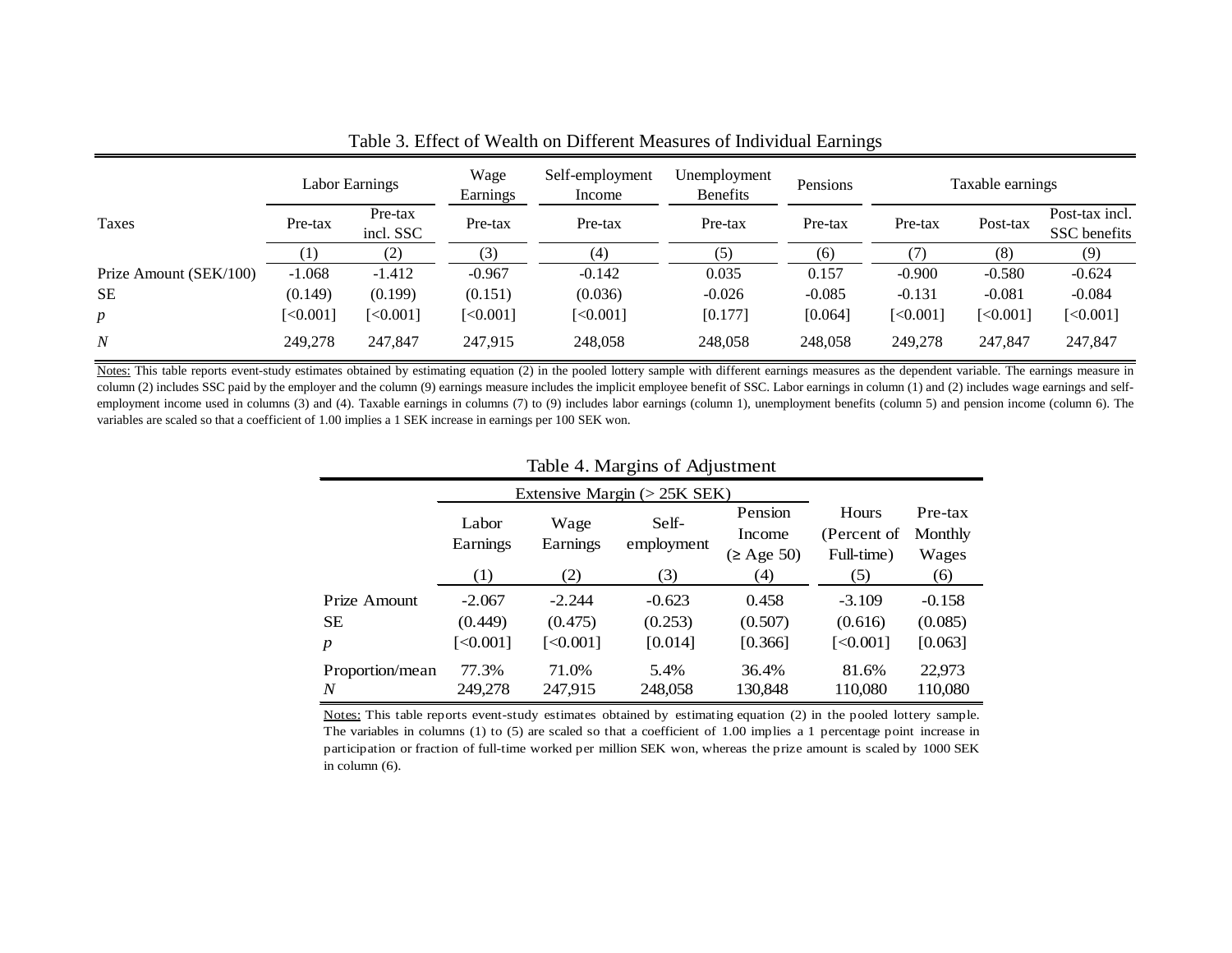Table 3. Effect of Wealth on Different Measures of Individual Earnings

| | Labor Earnings | | Wage Earnings | Self-employment Income | Unemployment Benefits | Pensions | Taxable earnings | | |
|---|---|---|---|---|---|---|---|---|---|
| Taxes | Pre-tax | Pre-tax incl. SSC | Pre-tax | Pre-tax | Pre-tax | Pre-tax | Pre-tax | Post-tax | Post-tax incl. SSC benefits |
| | (1) | (2) | (3) | (4) | (5) | (6) | (7) | (8) | (9) |
| Prize Amount (SEK/100) | -1.068 | -1.412 | -0.967 | -0.142 | 0.035 | 0.157 | -0.900 | -0.580 | -0.624 |
| SE | (0.149) | (0.199) | (0.151) | (0.036) | -0.026 | -0.085 | -0.131 | -0.081 | -0.084 |
| *p* | [<0.001] | [<0.001] | [<0.001] | [<0.001] | [0.177] | [0.064] | [<0.001] | [<0.001] | [<0.001] |
| *N* | 249,278 | 247,847 | 247,915 | 248,058 | 248,058 | 248,058 | 249,278 | 247,847 | 247,847 |

Notes: This table reports event-study estimates obtained by estimating equation (2) in the pooled lottery sample with different earnings measures as the dependent variable. The earnings measure in column (2) includes SSC paid by the employer and the column (9) earnings measure includes the implicit employee benefit of SSC. Labor earnings in column (1) and (2) includes wage earnings and self-employment income used in columns (3) and (4). Taxable earnings in columns (7) to (9) includes labor earnings (column 1), unemployment benefits (column 5) and pension income (column 6). The variables are scaled so that a coefficient of 1.00 implies a 1 SEK increase in earnings per 100 SEK won.

Table 4. Margins of Adjustment

| | Extensive Margin (> 25K SEK) | | | | | |
|---|---|---|---|---|---|---|
| | Labor Earnings | Wage Earnings | Self-employment | Pension Income (≥ Age 50) | Hours (Percent of Full-time) | Pre-tax Monthly Wages |
| | (1) | (2) | (3) | (4) | (5) | (6) |
| Prize Amount | -2.067 | -2.244 | -0.623 | 0.458 | -3.109 | -0.158 |
| SE | (0.449) | (0.475) | (0.253) | (0.507) | (0.616) | (0.085) |
| *p* | [<0.001] | [<0.001] | [0.014] | [0.366] | [<0.001] | [0.063] |
| Proportion/mean | 77.3% | 71.0% | 5.4% | 36.4% | 81.6% | 22,973 |
| *N* | 249,278 | 247,915 | 248,058 | 130,848 | 110,080 | 110,080 |

Notes: This table reports event-study estimates obtained by estimating equation (2) in the pooled lottery sample. The variables in columns (1) to (5) are scaled so that a coefficient of 1.00 implies a 1 percentage point increase in participation or fraction of full-time worked per million SEK won, whereas the prize amount is scaled by 1000 SEK in column (6).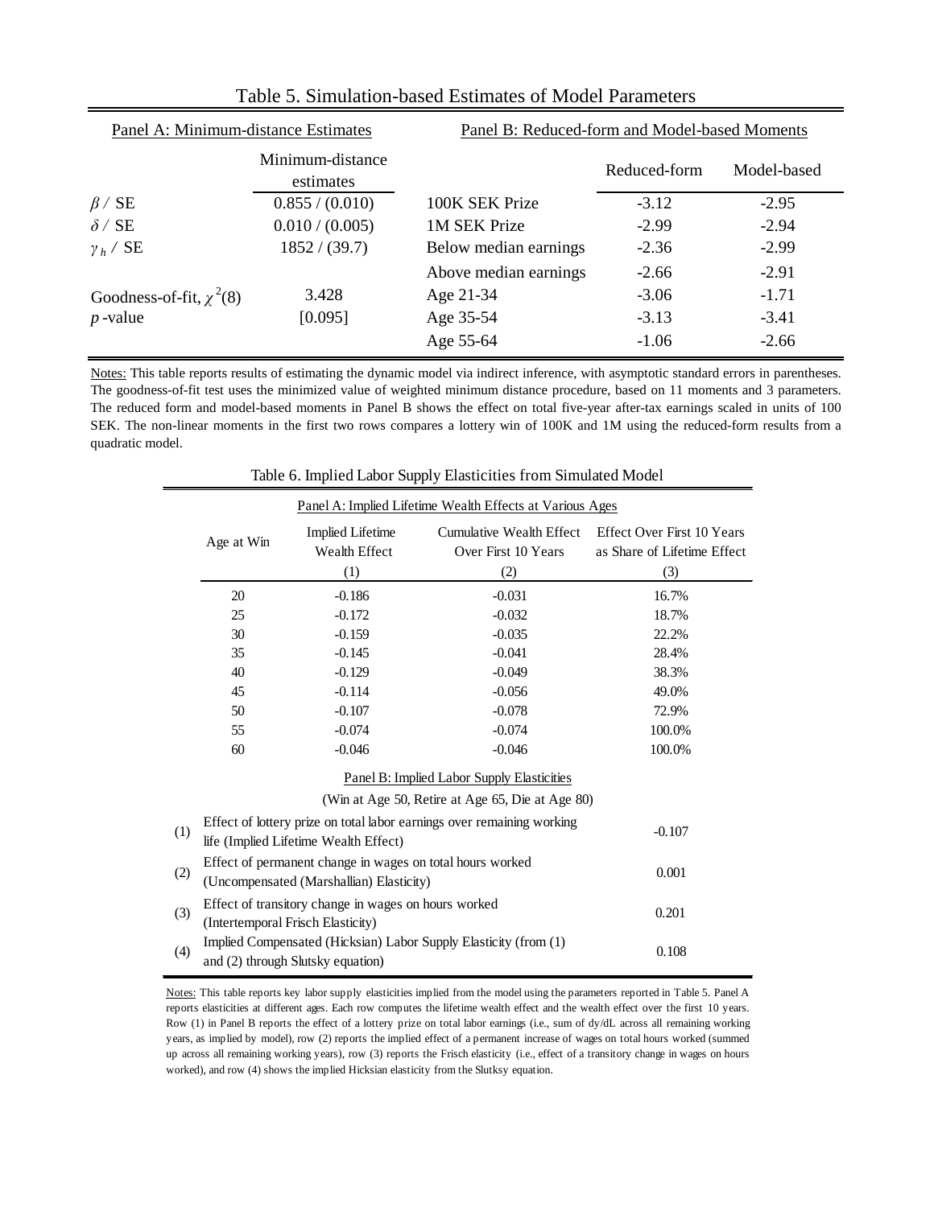Table 5. Simulation-based Estimates of Model Parameters

| Panel A: Minimum-distance Estimates | | Panel B: Reduced-form and Model-based Moments | | |
|---|---|---|---|---|
| | Minimum-distance estimates | | Reduced-form | Model-based |
| $\beta$ / SE | 0.855 / (0.010) | 100K SEK Prize | -3.12 | -2.95 |
| $\delta$ / SE | 0.010 / (0.005) | 1M SEK Prize | -2.99 | -2.94 |
| $\gamma_h$ / SE | 1852 / (39.7) | Below median earnings | -2.36 | -2.99 |
| | | Above median earnings | -2.66 | -2.91 |
| Goodness-of-fit, $\chi^2(8)$ | 3.428 | Age 21-34 | -3.06 | -1.71 |
| $p$-value | [0.095] | Age 35-54 | -3.13 | -3.41 |
| | | Age 55-64 | -1.06 | -2.66 |

Notes: This table reports results of estimating the dynamic model via indirect inference, with asymptotic standard errors in parentheses. The goodness-of-fit test uses the minimized value of weighted minimum distance procedure, based on 11 moments and 3 parameters. The reduced form and model-based moments in Panel B shows the effect on total five-year after-tax earnings scaled in units of 100 SEK. The non-linear moments in the first two rows compares a lottery win of 100K and 1M using the reduced-form results from a quadratic model.

Table 6. Implied Labor Supply Elasticities from Simulated Model

Panel A: Implied Lifetime Wealth Effects at Various Ages

| Age at Win | Implied Lifetime Wealth Effect (1) | Cumulative Wealth Effect Over First 10 Years (2) | Effect Over First 10 Years as Share of Lifetime Effect (3) |
|---|---|---|---|
| 20 | -0.186 | -0.031 | 16.7% |
| 25 | -0.172 | -0.032 | 18.7% |
| 30 | -0.159 | -0.035 | 22.2% |
| 35 | -0.145 | -0.041 | 28.4% |
| 40 | -0.129 | -0.049 | 38.3% |
| 45 | -0.114 | -0.056 | 49.0% |
| 50 | -0.107 | -0.078 | 72.9% |
| 55 | -0.074 | -0.074 | 100.0% |
| 60 | -0.046 | -0.046 | 100.0% |

Panel B: Implied Labor Supply Elasticities

(Win at Age 50, Retire at Age 65, Die at Age 80)

| | | |
|---|---|---|
| (1) | Effect of lottery prize on total labor earnings over remaining working life (Implied Lifetime Wealth Effect) | -0.107 |
| (2) | Effect of permanent change in wages on total hours worked (Uncompensated (Marshallian) Elasticity) | 0.001 |
| (3) | Effect of transitory change in wages on hours worked (Intertemporal Frisch Elasticity) | 0.201 |
| (4) | Implied Compensated (Hicksian) Labor Supply Elasticity (from (1) and (2) through Slutsky equation) | 0.108 |

Notes: This table reports key labor supply elasticities implied from the model using the parameters reported in Table 5. Panel A reports elasticities at different ages. Each row computes the lifetime wealth effect and the wealth effect over the first 10 years. Row (1) in Panel B reports the effect of a lottery prize on total labor earnings (i.e., sum of dy/dL across all remaining working years, as implied by model), row (2) reports the implied effect of a permanent increase of wages on total hours worked (summed up across all remaining working years), row (3) reports the Frisch elasticity (i.e., effect of a transitory change in wages on hours worked), and row (4) shows the implied Hicksian elasticity from the Slutsky equation.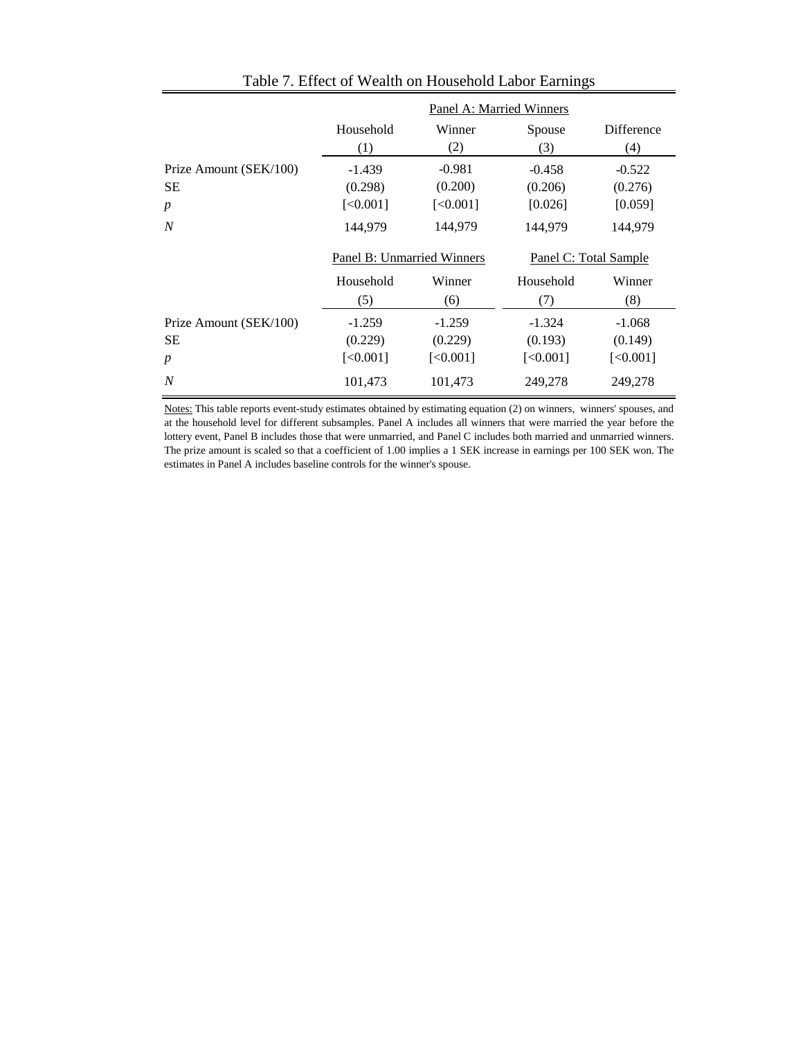Table 7. Effect of Wealth on Household Labor Earnings

| | Panel A: Married Winners | | | |
|---|---|---|---|---|
| | Household | Winner | Spouse | Difference |
| | (1) | (2) | (3) | (4) |
| Prize Amount (SEK/100) | -1.439 | -0.981 | -0.458 | -0.522 |
| SE | (0.298) | (0.200) | (0.206) | (0.276) |
| *p* | [<0.001] | [<0.001] | [0.026] | [0.059] |
| *N* | 144,979 | 144,979 | 144,979 | 144,979 |
| | Panel B: Unmarried Winners | | Panel C: Total Sample | |
| | Household | Winner | Household | Winner |
| | (5) | (6) | (7) | (8) |
| Prize Amount (SEK/100) | -1.259 | -1.259 | -1.324 | -1.068 |
| SE | (0.229) | (0.229) | (0.193) | (0.149) |
| *p* | [<0.001] | [<0.001] | [<0.001] | [<0.001] |
| *N* | 101,473 | 101,473 | 249,278 | 249,278 |

Notes: This table reports event-study estimates obtained by estimating equation (2) on winners, winners' spouses, and at the household level for different subsamples. Panel A includes all winners that were married the year before the lottery event, Panel B includes those that were unmarried, and Panel C includes both married and unmarried winners. The prize amount is scaled so that a coefficient of 1.00 implies a 1 SEK increase in earnings per 100 SEK won. The estimates in Panel A includes baseline controls for the winner's spouse.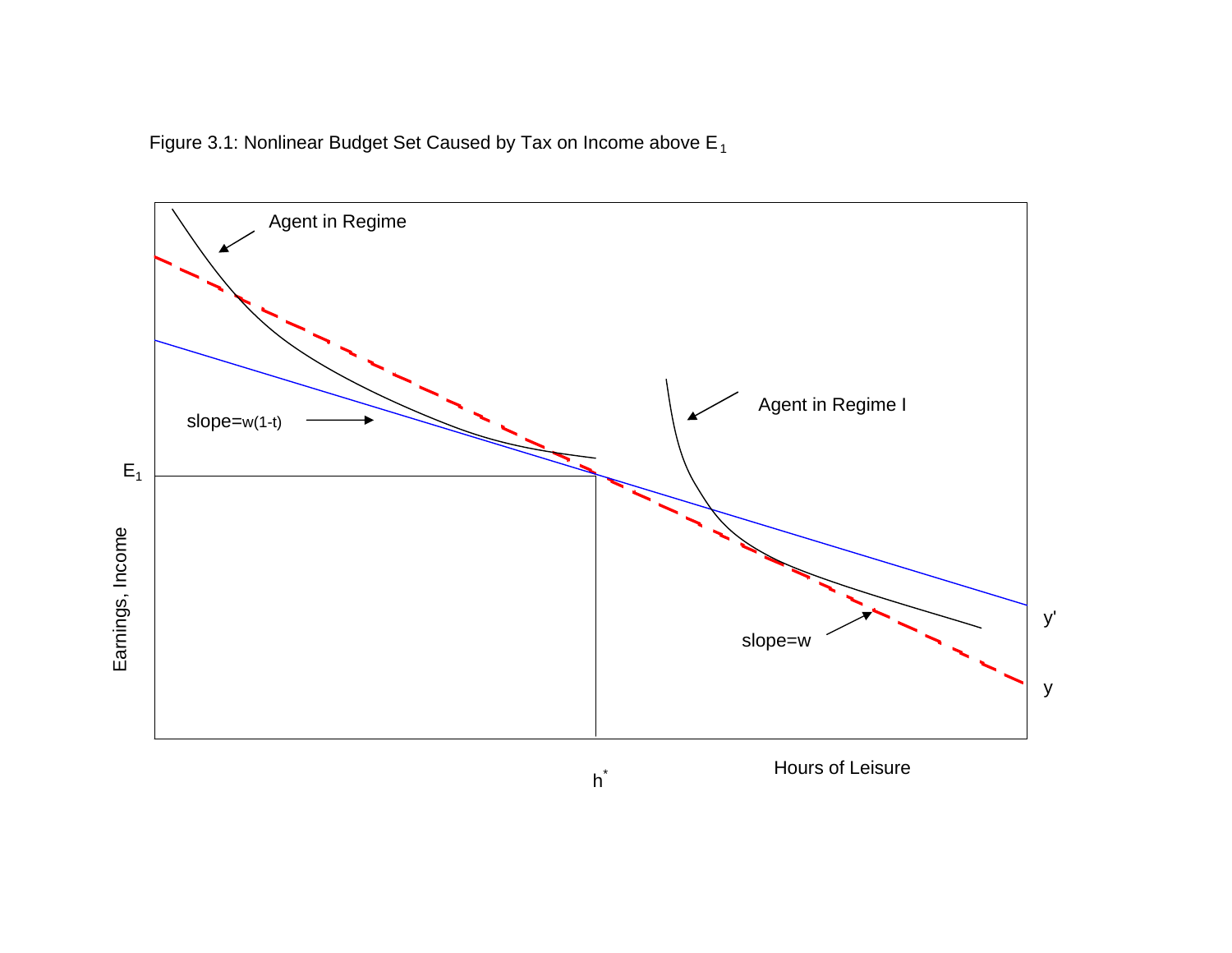Figure 3.1: Nonlinear Budget Set Caused by Tax on Income above $E_1$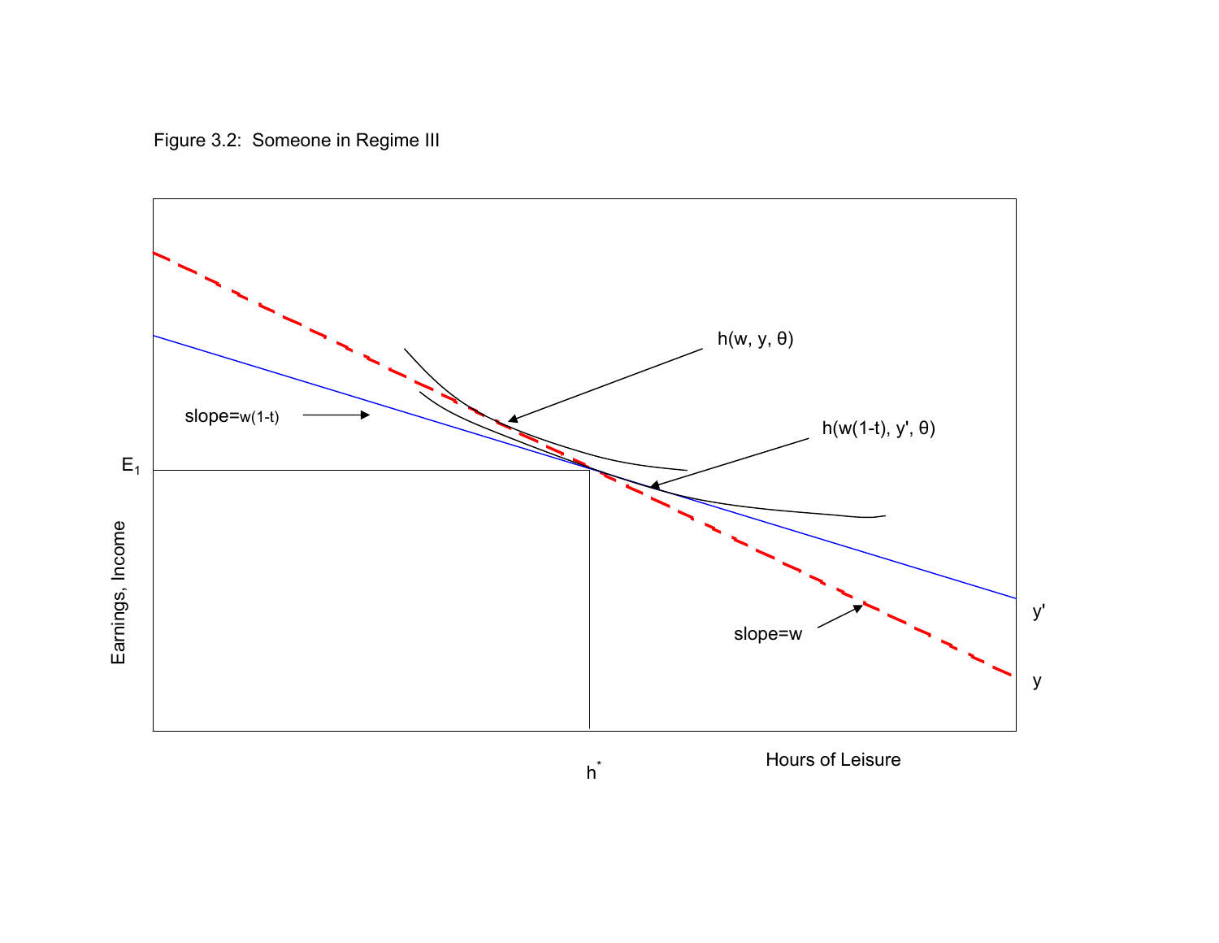Figure 3.2: Someone in Regime III

$h(w, y, \theta)$

$h(w(1-t), y', \theta)$

slope=$w(1-t)$

$E_1$

Earnings, Income

slope=$w$

$y'$

$y$

$h^*$

Hours of Leisure